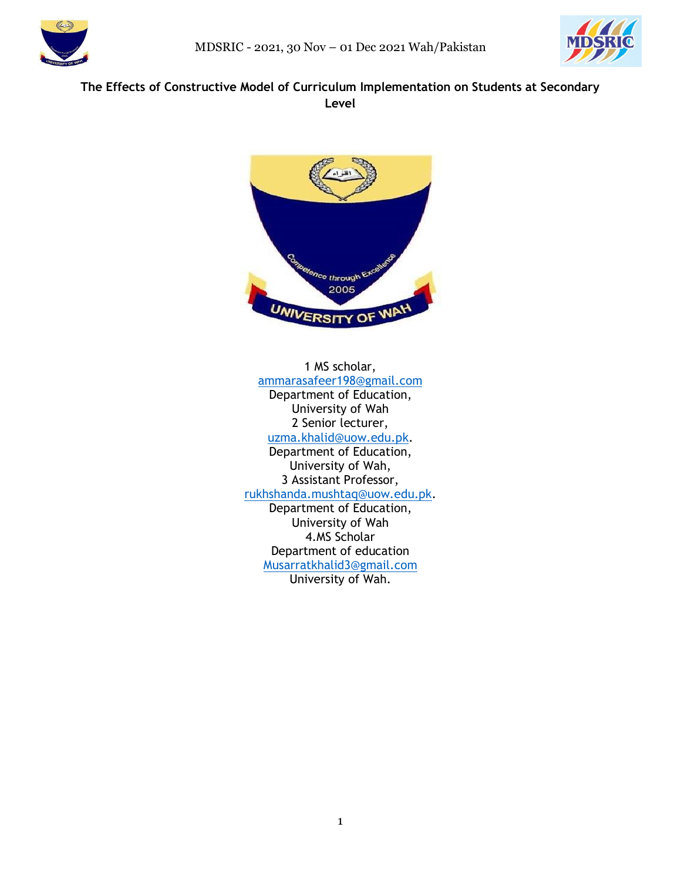# The Effects of Constructive Model of Curriculum Implementation on Students at Secondary Level

1 MS scholar,
ammarasafeer198@gmail.com
Department of Education,
University of Wah
2 Senior lecturer,
uzma.khalid@uow.edu.pk.
Department of Education,
University of Wah,
3 Assistant Professor,
rukhshanda.mushtaq@uow.edu.pk.
Department of Education,
University of Wah
4.MS Scholar
Department of education
Musarratkhalid3@gmail.com
University of Wah.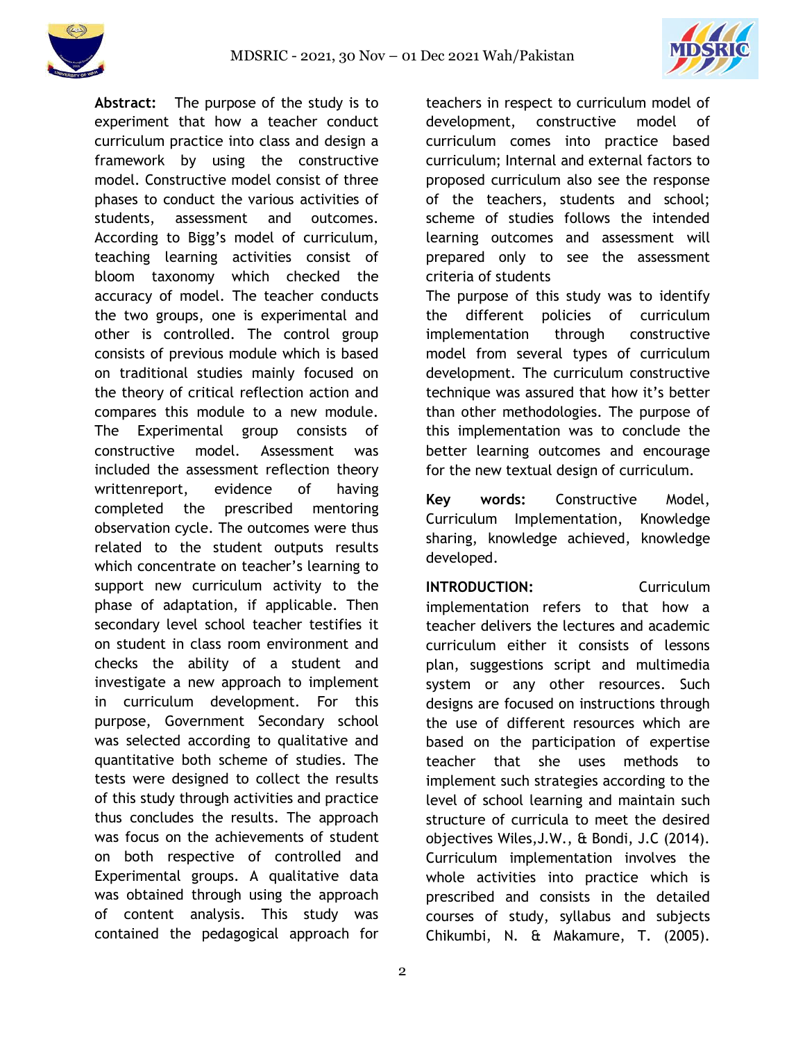**Abstract:** The purpose of the study is to experiment that how a teacher conduct curriculum practice into class and design a framework by using the constructive model. Constructive model consist of three phases to conduct the various activities of students, assessment and outcomes. According to Bigg's model of curriculum, teaching learning activities consist of bloom taxonomy which checked the accuracy of model. The teacher conducts the two groups, one is experimental and other is controlled. The control group consists of previous module which is based on traditional studies mainly focused on the theory of critical reflection action and compares this module to a new module. The Experimental group consists of constructive model. Assessment was included the assessment reflection theory writtenreport, evidence of having completed the prescribed mentoring observation cycle. The outcomes were thus related to the student outputs results which concentrate on teacher's learning to support new curriculum activity to the phase of adaptation, if applicable. Then secondary level school teacher testifies it on student in class room environment and checks the ability of a student and investigate a new approach to implement in curriculum development. For this purpose, Government Secondary school was selected according to qualitative and quantitative both scheme of studies. The tests were designed to collect the results of this study through activities and practice thus concludes the results. The approach was focus on the achievements of student on both respective of controlled and Experimental groups. A qualitative data was obtained through using the approach of content analysis. This study was contained the pedagogical approach for teachers in respect to curriculum model of development, constructive model of curriculum comes into practice based curriculum; Internal and external factors to proposed curriculum also see the response of the teachers, students and school; scheme of studies follows the intended learning outcomes and assessment will prepared only to see the assessment criteria of students

The purpose of this study was to identify the different policies of curriculum implementation through constructive model from several types of curriculum development. The curriculum constructive technique was assured that how it's better than other methodologies. The purpose of this implementation was to conclude the better learning outcomes and encourage for the new textual design of curriculum.

**Key words:** Constructive Model, Curriculum Implementation, Knowledge sharing, knowledge achieved, knowledge developed.

**INTRODUCTION:** Curriculum implementation refers to that how a teacher delivers the lectures and academic curriculum either it consists of lessons plan, suggestions script and multimedia system or any other resources. Such designs are focused on instructions through the use of different resources which are based on the participation of expertise teacher that she uses methods to implement such strategies according to the level of school learning and maintain such structure of curricula to meet the desired objectives Wiles,J.W., & Bondi, J.C (2014). Curriculum implementation involves the whole activities into practice which is prescribed and consists in the detailed courses of study, syllabus and subjects Chikumbi, N. & Makamure, T. (2005).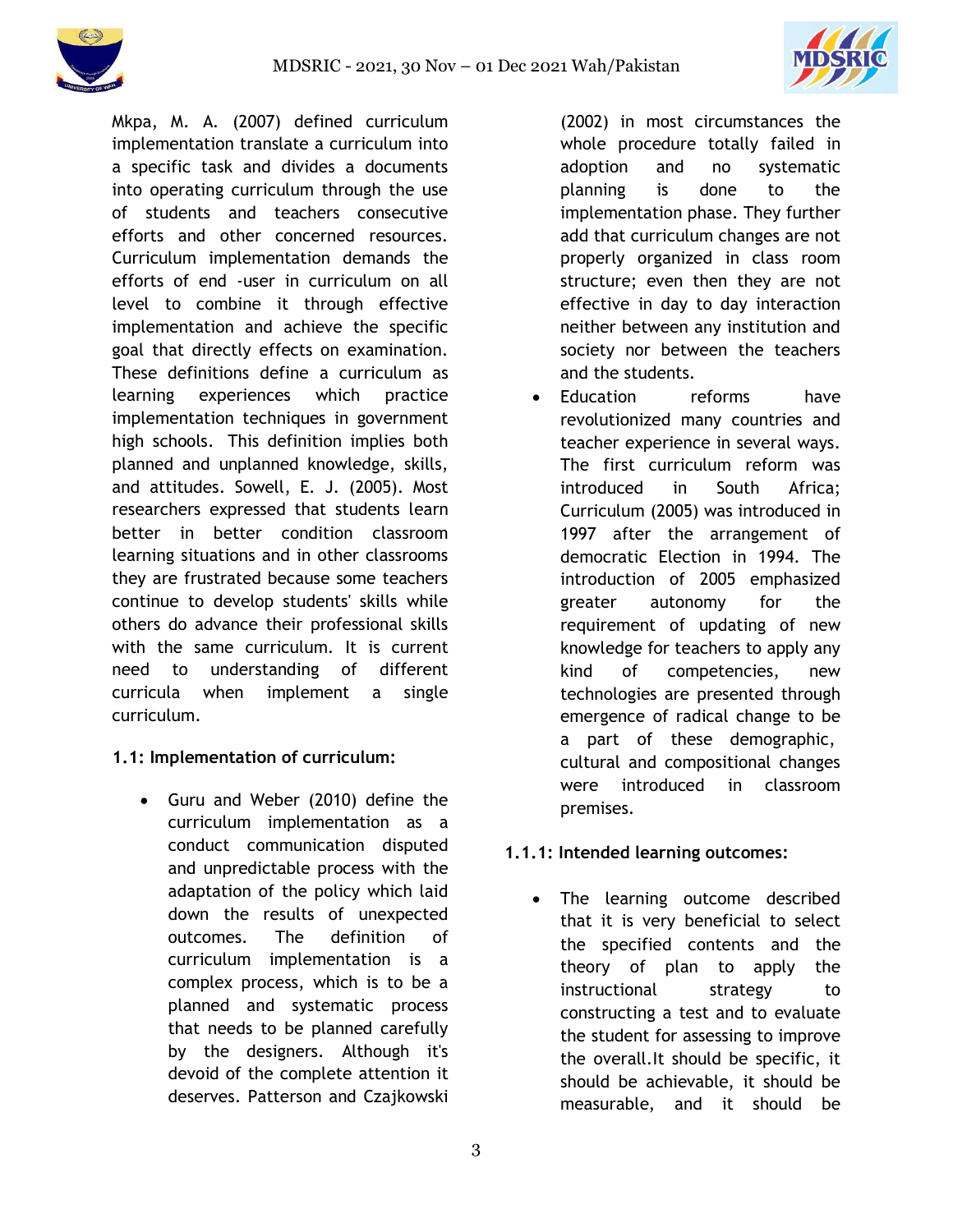Mkpa, M. A. (2007) defined curriculum implementation translate a curriculum into a specific task and divides a documents into operating curriculum through the use of students and teachers consecutive efforts and other concerned resources. Curriculum implementation demands the efforts of end -user in curriculum on all level to combine it through effective implementation and achieve the specific goal that directly effects on examination. These definitions define a curriculum as learning experiences which practice implementation techniques in government high schools. This definition implies both planned and unplanned knowledge, skills, and attitudes. Sowell, E. J. (2005). Most researchers expressed that students learn better in better condition classroom learning situations and in other classrooms they are frustrated because some teachers continue to develop students' skills while others do advance their professional skills with the same curriculum. It is current need to understanding of different curricula when implement a single curriculum.

### 1.1: Implementation of curriculum:

- Guru and Weber (2010) define the curriculum implementation as a conduct communication disputed and unpredictable process with the adaptation of the policy which laid down the results of unexpected outcomes. The definition of curriculum implementation is a complex process, which is to be a planned and systematic process that needs to be planned carefully by the designers. Although it's devoid of the complete attention it deserves. Patterson and Czajkowski (2002) in most circumstances the whole procedure totally failed in adoption and no systematic planning is done to the implementation phase. They further add that curriculum changes are not properly organized in class room structure; even then they are not effective in day to day interaction neither between any institution and society nor between the teachers and the students.
- Education reforms have revolutionized many countries and teacher experience in several ways. The first curriculum reform was introduced in South Africa; Curriculum (2005) was introduced in 1997 after the arrangement of democratic Election in 1994. The introduction of 2005 emphasized greater autonomy for the requirement of updating of new knowledge for teachers to apply any kind of competencies, new technologies are presented through emergence of radical change to be a part of these demographic, cultural and compositional changes were introduced in classroom premises.

#### 1.1.1: Intended learning outcomes:

- The learning outcome described that it is very beneficial to select the specified contents and the theory of plan to apply the instructional strategy to constructing a test and to evaluate the student for assessing to improve the overall.It should be specific, it should be achievable, it should be measurable, and it should be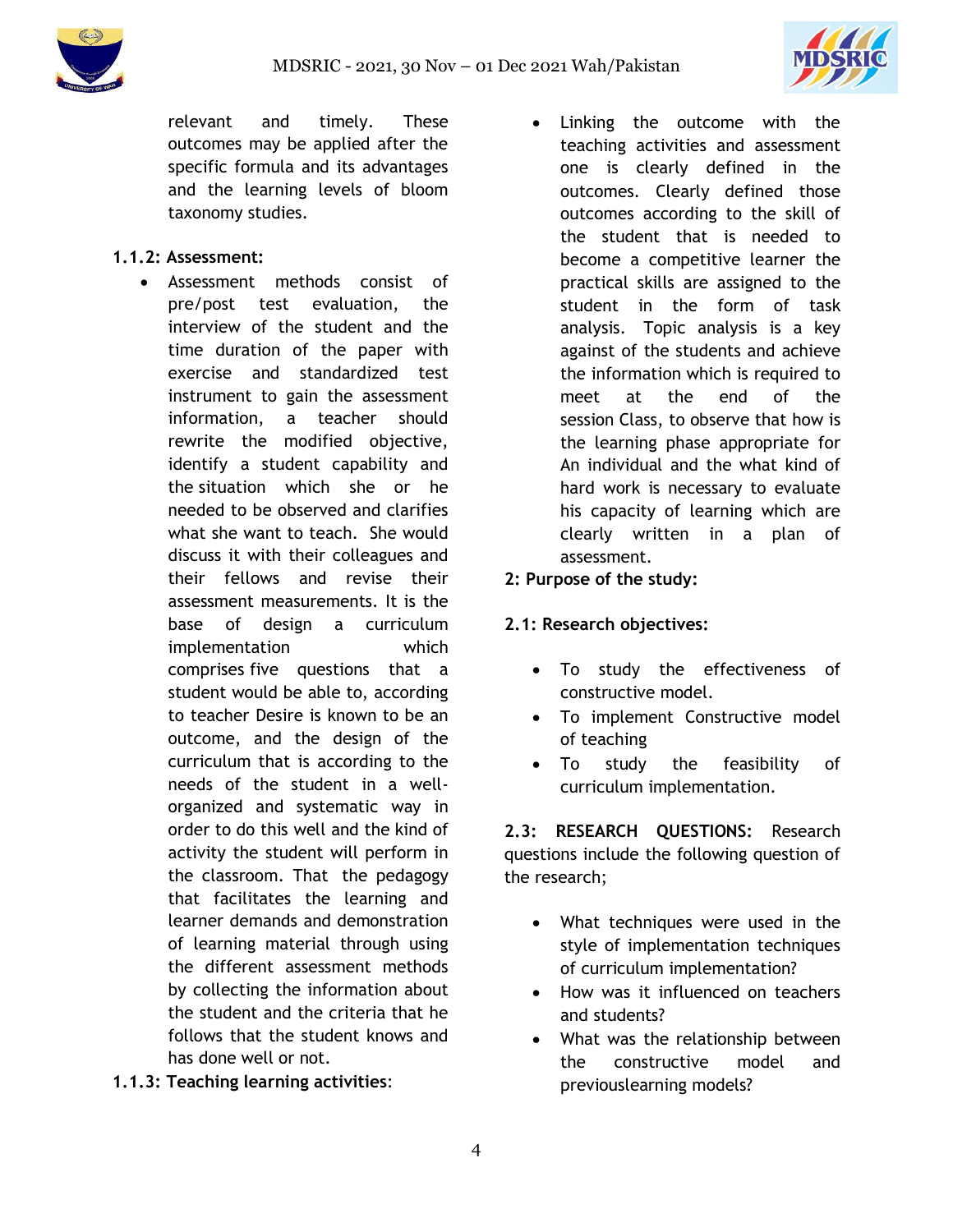relevant and timely. These outcomes may be applied after the specific formula and its advantages and the learning levels of bloom taxonomy studies.

**1.1.2: Assessment:**

- Assessment methods consist of pre/post test evaluation, the interview of the student and the time duration of the paper with exercise and standardized test instrument to gain the assessment information, a teacher should rewrite the modified objective, identify a student capability and the situation which she or he needed to be observed and clarifies what she want to teach. She would discuss it with their colleagues and their fellows and revise their assessment measurements. It is the base of design a curriculum implementation which comprises five questions that a student would be able to, according to teacher Desire is known to be an outcome, and the design of the curriculum that is according to the needs of the student in a well-organized and systematic way in order to do this well and the kind of activity the student will perform in the classroom. That the pedagogy that facilitates the learning and learner demands and demonstration of learning material through using the different assessment methods by collecting the information about the student and the criteria that he follows that the student knows and has done well or not.

**1.1.3: Teaching learning activities**:

- Linking the outcome with the teaching activities and assessment one is clearly defined in the outcomes. Clearly defined those outcomes according to the skill of the student that is needed to become a competitive learner the practical skills are assigned to the student in the form of task analysis. Topic analysis is a key against of the students and achieve the information which is required to meet at the end of the session Class, to observe that how is the learning phase appropriate for An individual and the what kind of hard work is necessary to evaluate his capacity of learning which are clearly written in a plan of assessment.

**2: Purpose of the study:**

**2.1: Research objectives:**

- To study the effectiveness of constructive model.
- To implement Constructive model of teaching
- To study the feasibility of curriculum implementation.

**2.3: RESEARCH QUESTIONS:** Research questions include the following question of the research;

- What techniques were used in the style of implementation techniques of curriculum implementation?
- How was it influenced on teachers and students?
- What was the relationship between the constructive model and previouslearning models?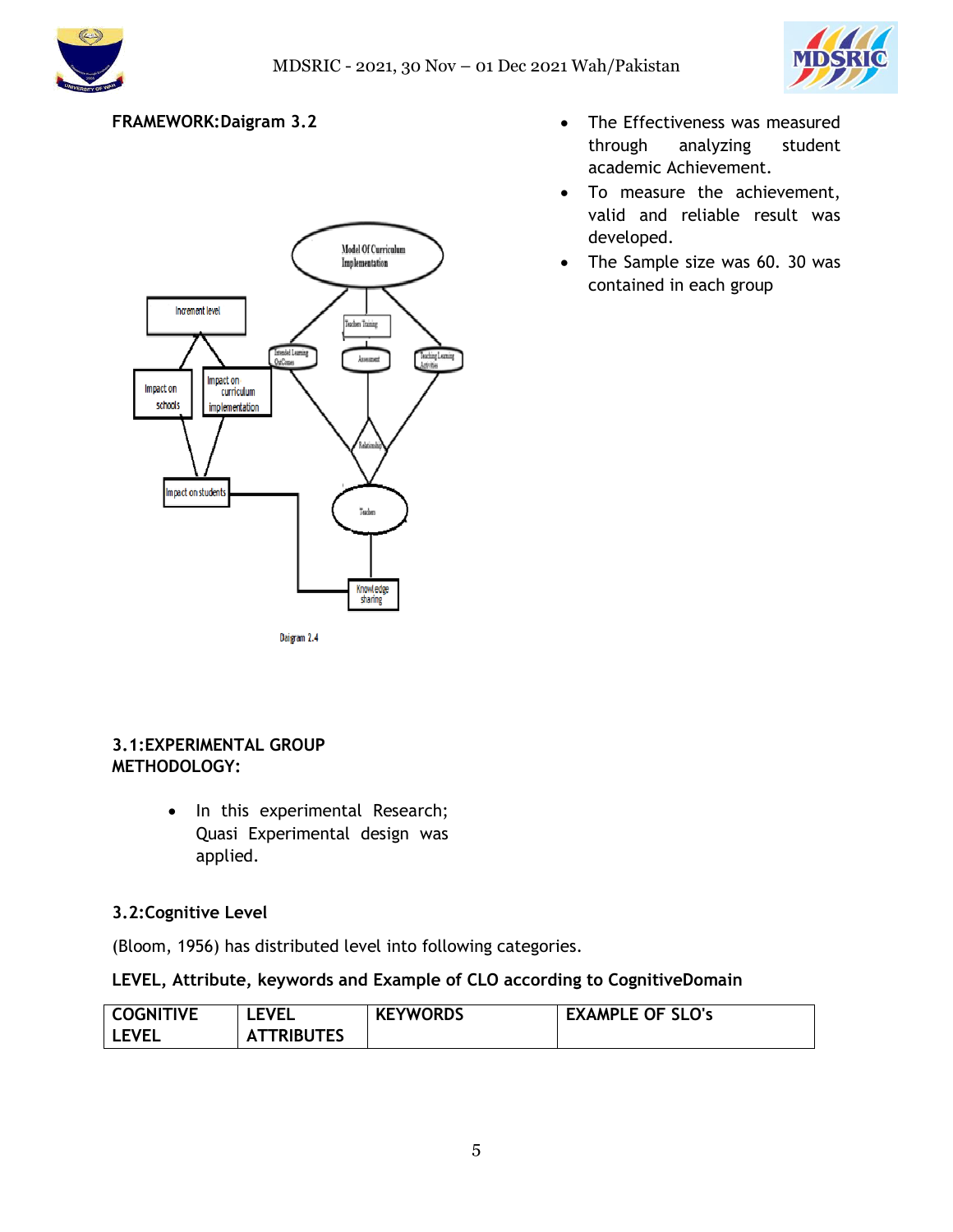**FRAMEWORK:Daigram 3.2**

Daigram 2.4

- The Effectiveness was measured through analyzing student academic Achievement.
- To measure the achievement, valid and reliable result was developed.
- The Sample size was 60. 30 was contained in each group

### 3.1:EXPERIMENTAL GROUP METHODOLOGY:

- In this experimental Research; Quasi Experimental design was applied.

### 3.2:Cognitive Level

(Bloom, 1956) has distributed level into following categories.

**LEVEL, Attribute, keywords and Example of CLO according to CognitiveDomain**

| COGNITIVE LEVEL | LEVEL ATTRIBUTES | KEYWORDS | EXAMPLE OF SLO's |
|---|---|---|---|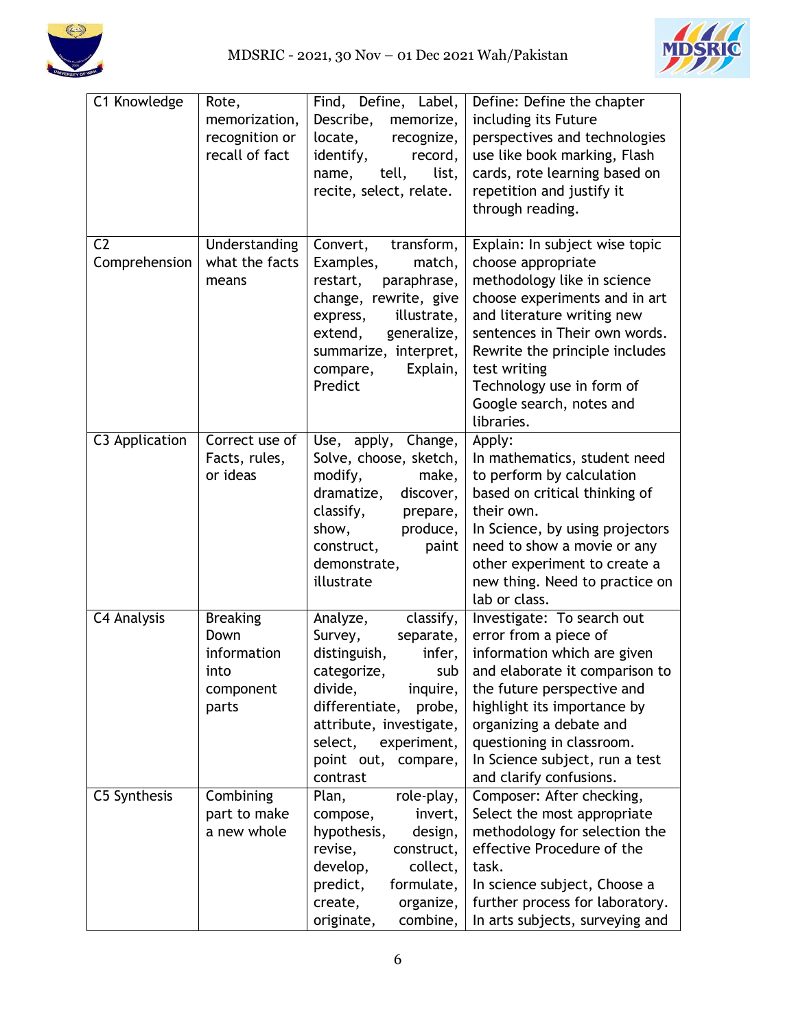| C1 Knowledge | Rote, memorization, recognition or recall of fact | Find, Define, Label, Describe, memorize, locate, recognize, identify, record, name, tell, list, recite, select, relate. | Define: Define the chapter including its Future perspectives and technologies use like book marking, Flash cards, rote learning based on repetition and justify it through reading. |
|---|---|---|---|
| C2 Comprehension | Understanding what the facts means | Convert, transform, Examples, match, restart, paraphrase, change, rewrite, give express, illustrate, extend, generalize, summarize, interpret, compare, Explain, Predict | Explain: In subject wise topic choose appropriate methodology like in science choose experiments and in art and literature writing new sentences in Their own words. Rewrite the principle includes test writing Technology use in form of Google search, notes and libraries. |
| C3 Application | Correct use of Facts, rules, or ideas | Use, apply, Change, Solve, choose, sketch, modify, make, dramatize, discover, classify, prepare, show, produce, construct, paint demonstrate, illustrate | Apply: In mathematics, student need to perform by calculation based on critical thinking of their own. In Science, by using projectors need to show a movie or any other experiment to create a new thing. Need to practice on lab or class. |
| C4 Analysis | Breaking Down information into component parts | Analyze, classify, Survey, separate, distinguish, infer, categorize, sub divide, inquire, differentiate, probe, attribute, investigate, select, experiment, point out, compare, contrast | Investigate: To search out error from a piece of information which are given and elaborate it comparison to the future perspective and highlight its importance by organizing a debate and questioning in classroom. In Science subject, run a test and clarify confusions. |
| C5 Synthesis | Combining part to make a new whole | Plan, role-play, compose, invert, hypothesis, design, revise, construct, develop, collect, predict, formulate, create, organize, originate, combine, | Composer: After checking, Select the most appropriate methodology for selection the effective Procedure of the task. In science subject, Choose a further process for laboratory. In arts subjects, surveying and |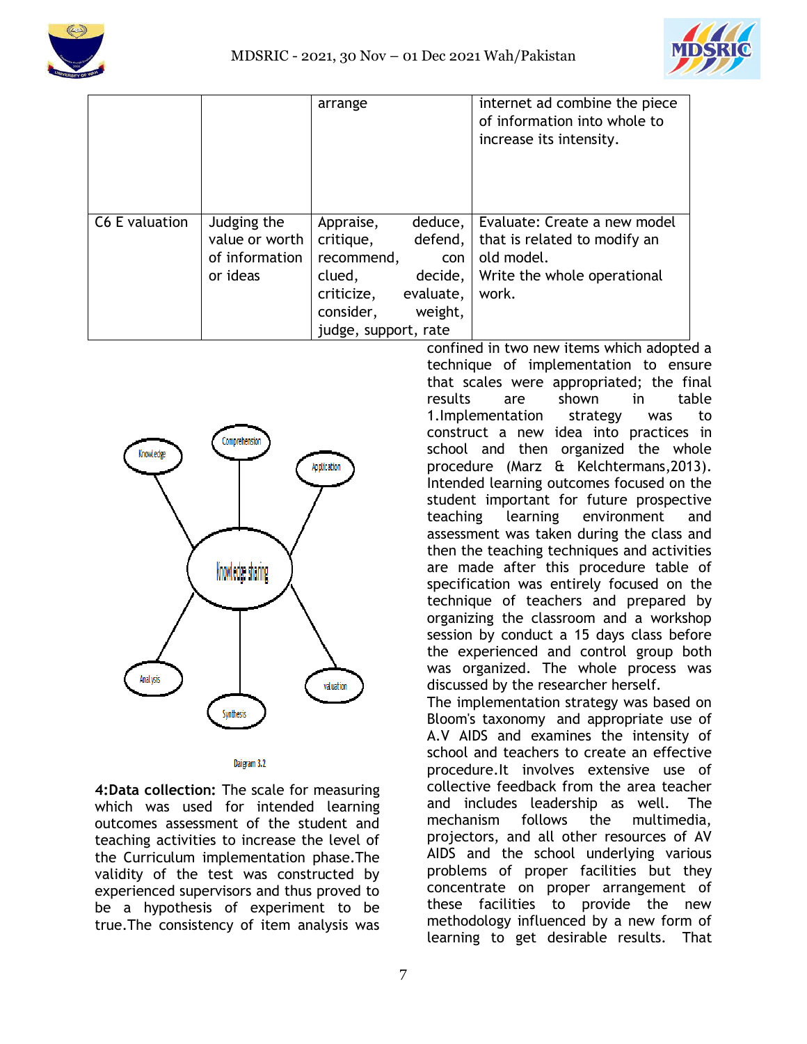|  |  | arrange | internet ad combine the piece of information into whole to increase its intensity. |
| --- | --- | --- | --- |
| C6 E valuation | Judging the value or worth of information or ideas | Appraise, deduce, critique, defend, recommend, con clued, decide, criticize, evaluate, consider, weight, judge, support, rate | Evaluate: Create a new model that is related to modify an old model. Write the whole operational work. |

Knowledge — Comprehension — Application — Knowledge sharing — Analysis — Synthesis — valuation

Daigram 3.2

**4:Data collection:** The scale for measuring which was used for intended learning outcomes assessment of the student and teaching activities to increase the level of the Curriculum implementation phase.The validity of the test was constructed by experienced supervisors and thus proved to be a hypothesis of experiment to be true.The consistency of item analysis was confined in two new items which adopted a technique of implementation to ensure that scales were appropriated; the final results are shown in table 1.Implementation strategy was to construct a new idea into practices in school and then organized the whole procedure (Marz & Kelchtermans,2013). Intended learning outcomes focused on the student important for future prospective teaching learning environment and assessment was taken during the class and then the teaching techniques and activities are made after this procedure table of specification was entirely focused on the technique of teachers and prepared by organizing the classroom and a workshop session by conduct a 15 days class before the experienced and control group both was organized. The whole process was discussed by the researcher herself.

The implementation strategy was based on Bloom's taxonomy and appropriate use of A.V AIDS and examines the intensity of school and teachers to create an effective procedure.It involves extensive use of collective feedback from the area teacher and includes leadership as well. The mechanism follows the multimedia, projectors, and all other resources of AV AIDS and the school underlying various problems of proper facilities but they concentrate on proper arrangement of these facilities to provide the new methodology influenced by a new form of learning to get desirable results. That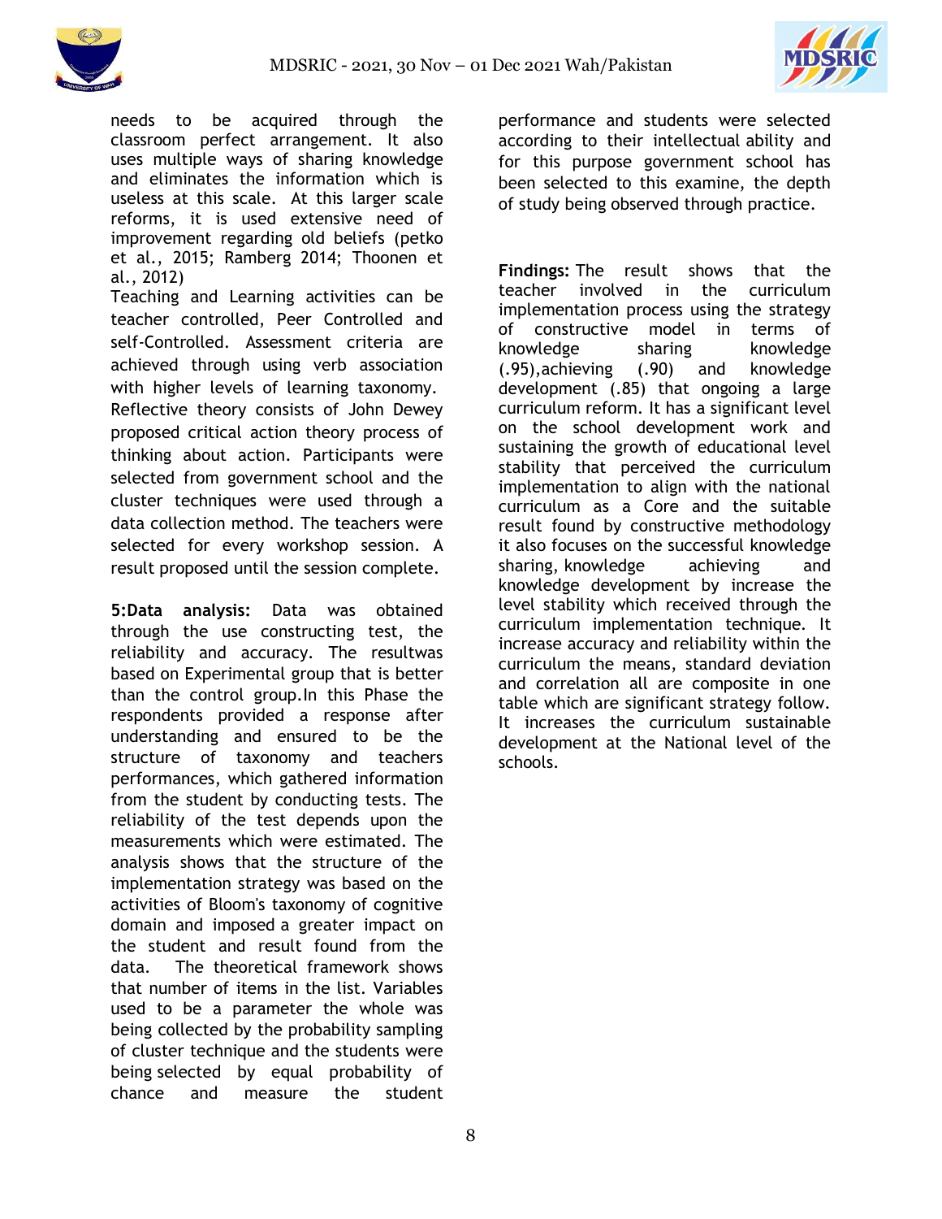needs to be acquired through the classroom perfect arrangement. It also uses multiple ways of sharing knowledge and eliminates the information which is useless at this scale. At this larger scale reforms, it is used extensive need of improvement regarding old beliefs (petko et al., 2015; Ramberg 2014; Thoonen et al., 2012)

Teaching and Learning activities can be teacher controlled, Peer Controlled and self-Controlled. Assessment criteria are achieved through using verb association with higher levels of learning taxonomy.

Reflective theory consists of John Dewey proposed critical action theory process of thinking about action. Participants were selected from government school and the cluster techniques were used through a data collection method. The teachers were selected for every workshop session. A result proposed until the session complete.

**5:Data analysis:** Data was obtained through the use constructing test, the reliability and accuracy. The resultwas based on Experimental group that is better than the control group.In this Phase the respondents provided a response after understanding and ensured to be the structure of taxonomy and teachers performances, which gathered information from the student by conducting tests. The reliability of the test depends upon the measurements which were estimated. The analysis shows that the structure of the implementation strategy was based on the activities of Bloom's taxonomy of cognitive domain and imposed a greater impact on the student and result found from the data. The theoretical framework shows that number of items in the list. Variables used to be a parameter the whole was being collected by the probability sampling of cluster technique and the students were being selected by equal probability of chance and measure the student performance and students were selected according to their intellectual ability and for this purpose government school has been selected to this examine, the depth of study being observed through practice.

**Findings:** The result shows that the teacher involved in the curriculum implementation process using the strategy of constructive model in terms of knowledge sharing knowledge (.95),achieving (.90) and knowledge development (.85) that ongoing a large curriculum reform. It has a significant level on the school development work and sustaining the growth of educational level stability that perceived the curriculum implementation to align with the national curriculum as a Core and the suitable result found by constructive methodology it also focuses on the successful knowledge sharing, knowledge achieving and knowledge development by increase the level stability which received through the curriculum implementation technique. It increase accuracy and reliability within the curriculum the means, standard deviation and correlation all are composite in one table which are significant strategy follow. It increases the curriculum sustainable development at the National level of the schools.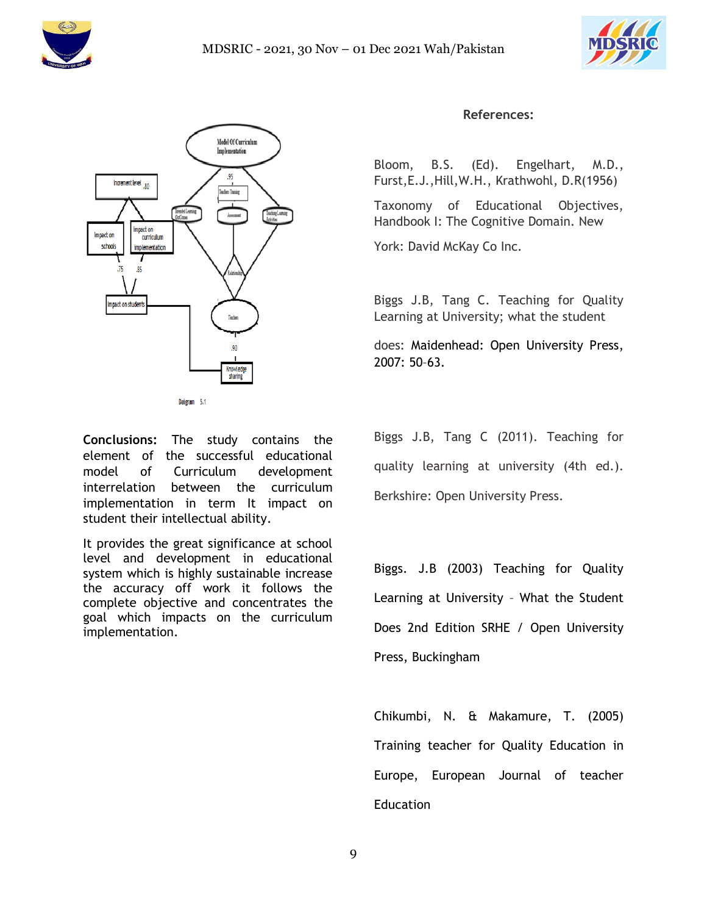Daigram 5.1

**Conclusions:** The study contains the element of the successful educational model of Curriculum development interrelation between the curriculum implementation in term It impact on student their intellectual ability.

It provides the great significance at school level and development in educational system which is highly sustainable increase the accuracy off work it follows the complete objective and concentrates the goal which impacts on the curriculum implementation.

**References:**

Bloom, B.S. (Ed). Engelhart, M.D., Furst,E.J.,Hill,W.H., Krathwohl, D.R(1956)

Taxonomy of Educational Objectives, Handbook I: The Cognitive Domain. New

York: David McKay Co Inc.

Biggs J.B, Tang C. Teaching for Quality Learning at University; what the student

does: Maidenhead: Open University Press, 2007: 50–63.

Biggs J.B, Tang C (2011). Teaching for quality learning at university (4th ed.). Berkshire: Open University Press.

Biggs. J.B (2003) Teaching for Quality Learning at University – What the Student Does 2nd Edition SRHE / Open University Press, Buckingham

Chikumbi, N. & Makamure, T. (2005) Training teacher for Quality Education in Europe, European Journal of teacher Education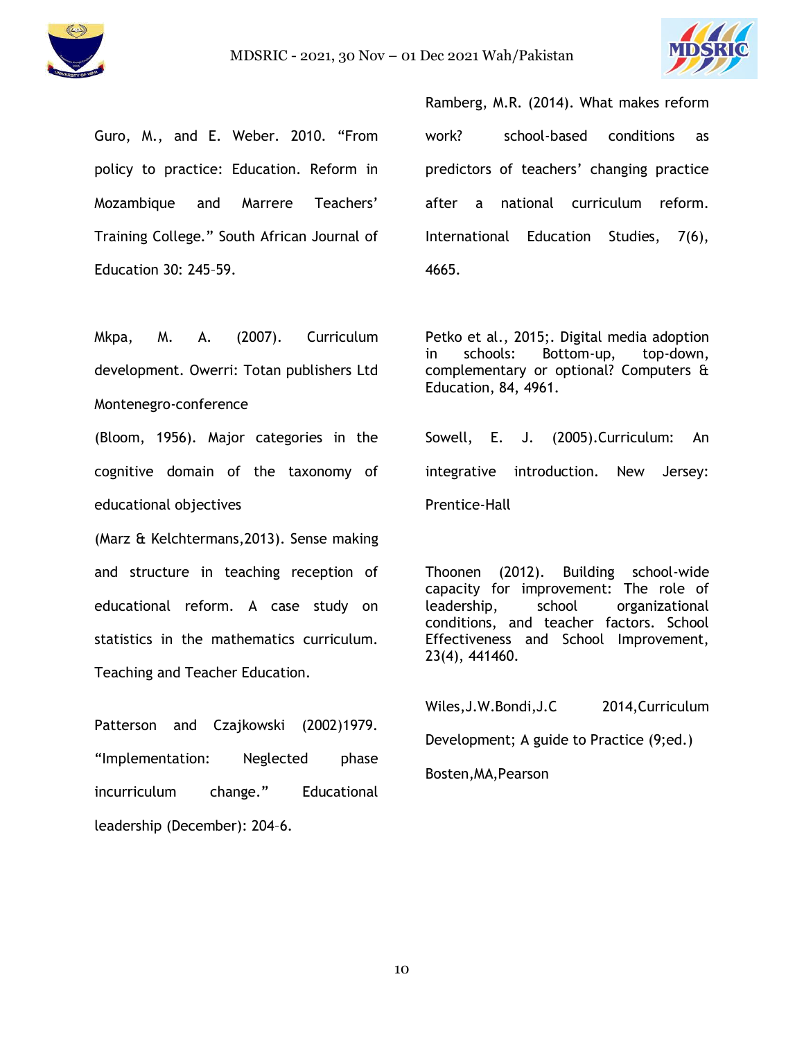Guro, M., and E. Weber. 2010. "From policy to practice: Education. Reform in Mozambique and Marrere Teachers' Training College." South African Journal of Education 30: 245–59.

Mkpa, M. A. (2007). Curriculum development. Owerri: Totan publishers Ltd

Montenegro-conference

(Bloom, 1956). Major categories in the cognitive domain of the taxonomy of educational objectives

(Marz & Kelchtermans,2013). Sense making and structure in teaching reception of educational reform. A case study on statistics in the mathematics curriculum. Teaching and Teacher Education.

Patterson and Czajkowski (2002)1979. "Implementation: Neglected phase incurriculum change." Educational leadership (December): 204–6.

Ramberg, M.R. (2014). What makes reform work? school-based conditions as predictors of teachers' changing practice after a national curriculum reform. International Education Studies, 7(6), 4665.

Petko et al., 2015;. Digital media adoption in schools: Bottom-up, top-down, complementary or optional? Computers & Education, 84, 4961.

Sowell, E. J. (2005).Curriculum: An integrative introduction. New Jersey: Prentice-Hall

Thoonen (2012). Building school-wide capacity for improvement: The role of leadership, school organizational conditions, and teacher factors. School Effectiveness and School Improvement, 23(4), 441460.

Wiles,J.W.Bondi,J.C 2014,Curriculum Development; A guide to Practice (9;ed.) Bosten,MA,Pearson